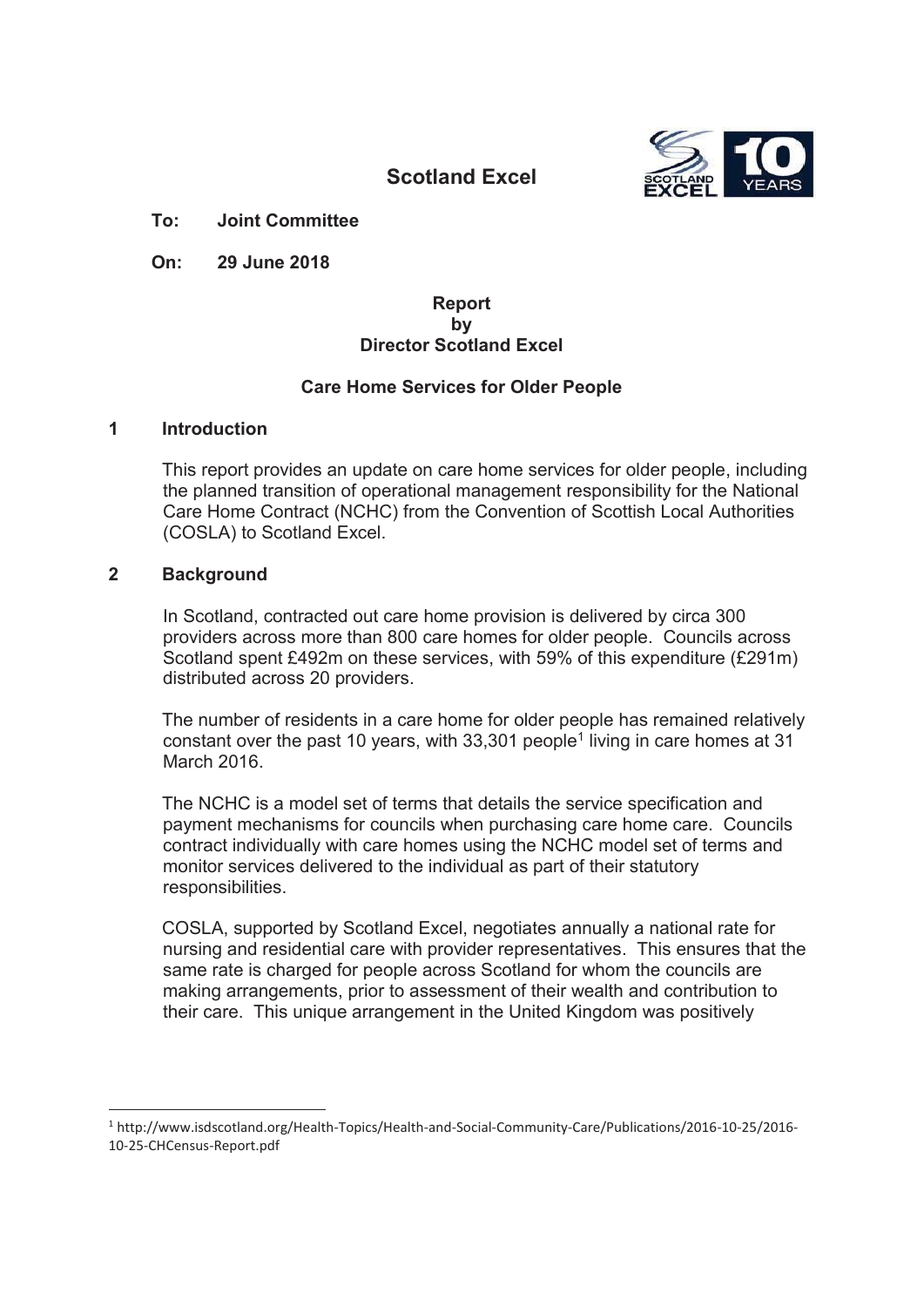# Scotland Excel

**To: Joint Committee**

**On: 29 June 2018**

**Report**
**by**
**Director Scotland Excel**

**Care Home Services for Older People**

## 1 Introduction

This report provides an update on care home services for older people, including the planned transition of operational management responsibility for the National Care Home Contract (NCHC) from the Convention of Scottish Local Authorities (COSLA) to Scotland Excel.

## 2 Background

In Scotland, contracted out care home provision is delivered by circa 300 providers across more than 800 care homes for older people. Councils across Scotland spent £492m on these services, with 59% of this expenditure (£291m) distributed across 20 providers.

The number of residents in a care home for older people has remained relatively constant over the past 10 years, with 33,301 people[1] living in care homes at 31 March 2016.

The NCHC is a model set of terms that details the service specification and payment mechanisms for councils when purchasing care home care. Councils contract individually with care homes using the NCHC model set of terms and monitor services delivered to the individual as part of their statutory responsibilities.

COSLA, supported by Scotland Excel, negotiates annually a national rate for nursing and residential care with provider representatives. This ensures that the same rate is charged for people across Scotland for whom the councils are making arrangements, prior to assessment of their wealth and contribution to their care. This unique arrangement in the United Kingdom was positively

[1] http://www.isdscotland.org/Health-Topics/Health-and-Social-Community-Care/Publications/2016-10-25/2016-10-25-CHCensus-Report.pdf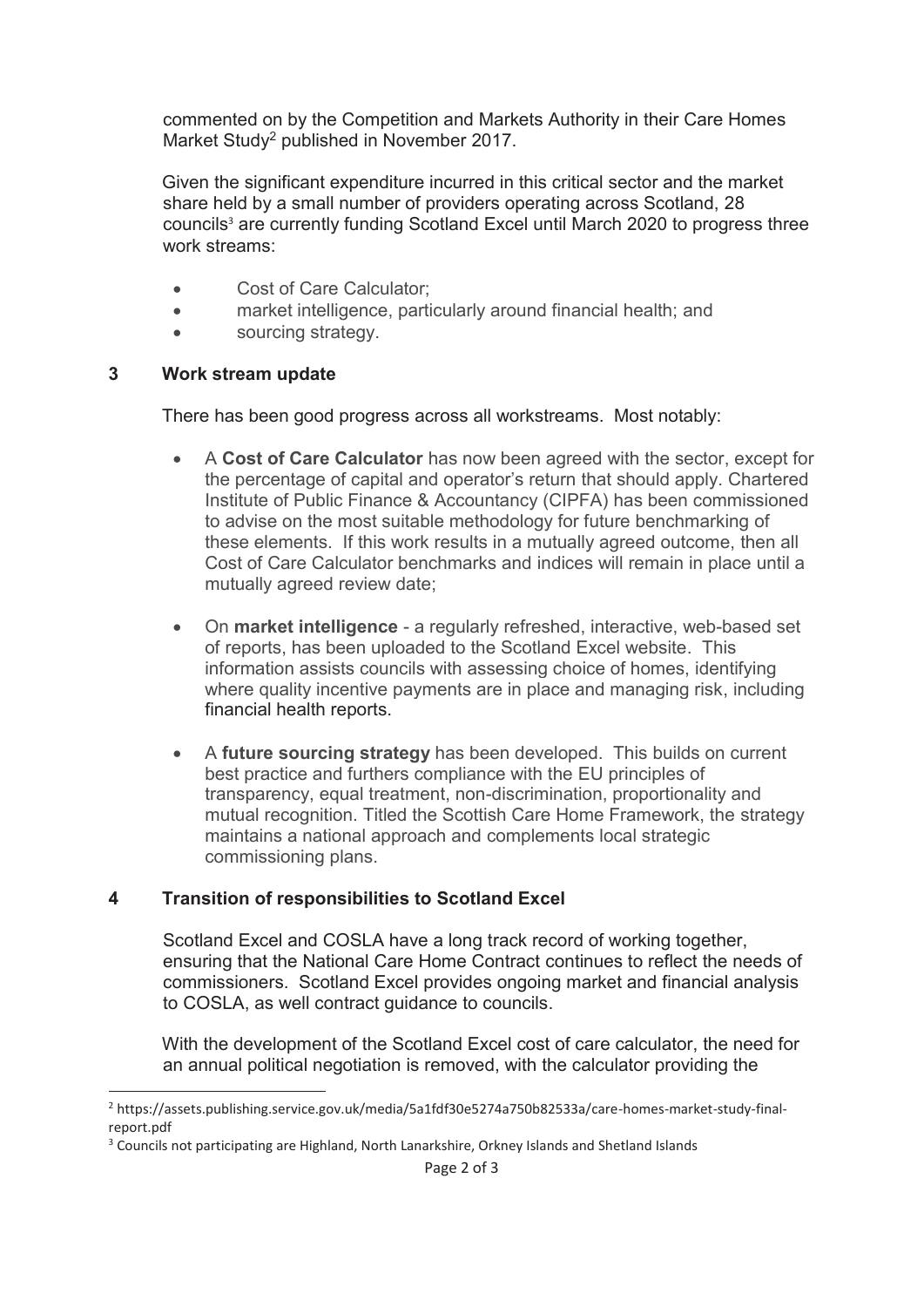commented on by the Competition and Markets Authority in their Care Homes Market Study[2] published in November 2017.

Given the significant expenditure incurred in this critical sector and the market share held by a small number of providers operating across Scotland, 28 councils[3] are currently funding Scotland Excel until March 2020 to progress three work streams:

- Cost of Care Calculator;
- market intelligence, particularly around financial health; and
- sourcing strategy.

## 3 Work stream update

There has been good progress across all workstreams. Most notably:

- A **Cost of Care Calculator** has now been agreed with the sector, except for the percentage of capital and operator's return that should apply. Chartered Institute of Public Finance & Accountancy (CIPFA) has been commissioned to advise on the most suitable methodology for future benchmarking of these elements. If this work results in a mutually agreed outcome, then all Cost of Care Calculator benchmarks and indices will remain in place until a mutually agreed review date;

- On **market intelligence** - a regularly refreshed, interactive, web-based set of reports, has been uploaded to the Scotland Excel website. This information assists councils with assessing choice of homes, identifying where quality incentive payments are in place and managing risk, including financial health reports.

- A **future sourcing strategy** has been developed. This builds on current best practice and furthers compliance with the EU principles of transparency, equal treatment, non-discrimination, proportionality and mutual recognition. Titled the Scottish Care Home Framework, the strategy maintains a national approach and complements local strategic commissioning plans.

## 4 Transition of responsibilities to Scotland Excel

Scotland Excel and COSLA have a long track record of working together, ensuring that the National Care Home Contract continues to reflect the needs of commissioners. Scotland Excel provides ongoing market and financial analysis to COSLA, as well contract guidance to councils.

With the development of the Scotland Excel cost of care calculator, the need for an annual political negotiation is removed, with the calculator providing the

---

[2] https://assets.publishing.service.gov.uk/media/5a1fdf30e5274a750b82533a/care-homes-market-study-final-report.pdf

[3] Councils not participating are Highland, North Lanarkshire, Orkney Islands and Shetland Islands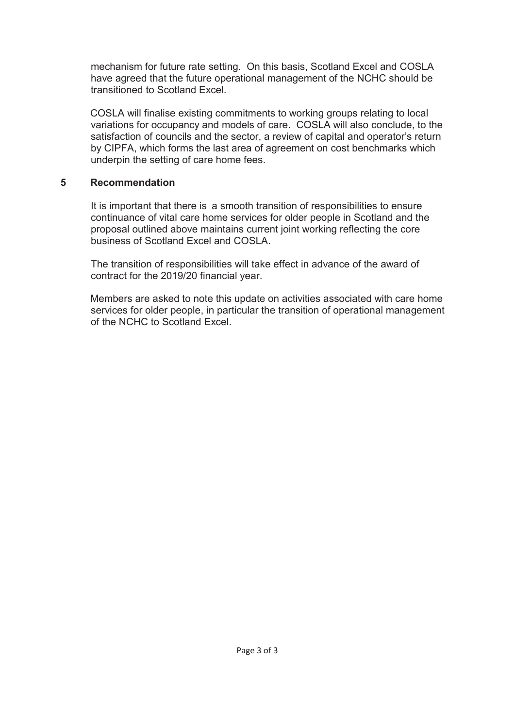mechanism for future rate setting. On this basis, Scotland Excel and COSLA have agreed that the future operational management of the NCHC should be transitioned to Scotland Excel.

COSLA will finalise existing commitments to working groups relating to local variations for occupancy and models of care. COSLA will also conclude, to the satisfaction of councils and the sector, a review of capital and operator's return by CIPFA, which forms the last area of agreement on cost benchmarks which underpin the setting of care home fees.

## 5 Recommendation

It is important that there is a smooth transition of responsibilities to ensure continuance of vital care home services for older people in Scotland and the proposal outlined above maintains current joint working reflecting the core business of Scotland Excel and COSLA.

The transition of responsibilities will take effect in advance of the award of contract for the 2019/20 financial year.

Members are asked to note this update on activities associated with care home services for older people, in particular the transition of operational management of the NCHC to Scotland Excel.